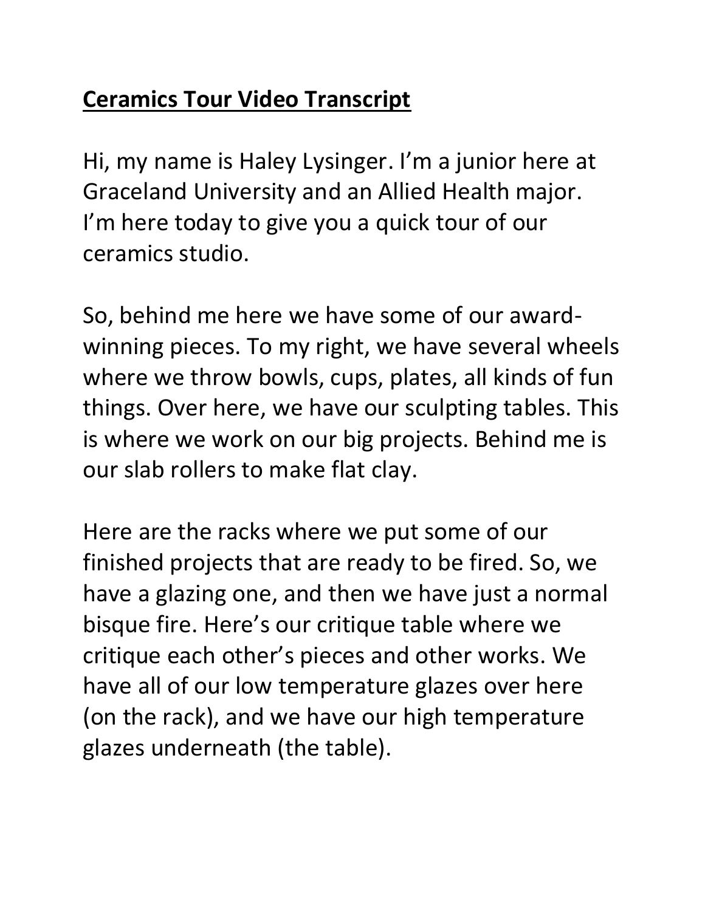# **Ceramics Tour Video Transcript**

Hi, my name is Haley Lysinger. I'm a junior here at Graceland University and an Allied Health major. I'm here today to give you a quick tour of our ceramics studio.

So, behind me here we have some of our award-winning pieces. To my right, we have several wheels where we throw bowls, cups, plates, all kinds of fun things. Over here, we have our sculpting tables. This is where we work on our big projects. Behind me is our slab rollers to make flat clay.

Here are the racks where we put some of our finished projects that are ready to be fired. So, we have a glazing one, and then we have just a normal bisque fire. Here's our critique table where we critique each other's pieces and other works. We have all of our low temperature glazes over here (on the rack), and we have our high temperature glazes underneath (the table).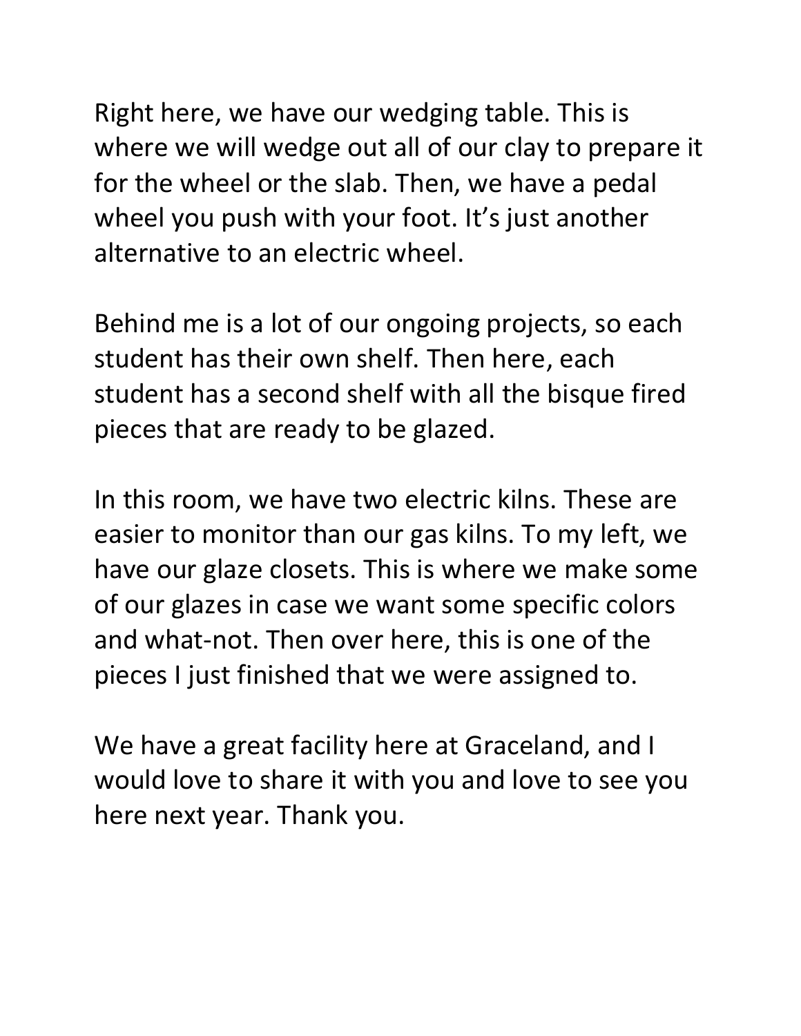Right here, we have our wedging table. This is where we will wedge out all of our clay to prepare it for the wheel or the slab. Then, we have a pedal wheel you push with your foot. It's just another alternative to an electric wheel.

Behind me is a lot of our ongoing projects, so each student has their own shelf. Then here, each student has a second shelf with all the bisque fired pieces that are ready to be glazed.

In this room, we have two electric kilns. These are easier to monitor than our gas kilns. To my left, we have our glaze closets. This is where we make some of our glazes in case we want some specific colors and what-not. Then over here, this is one of the pieces I just finished that we were assigned to.

We have a great facility here at Graceland, and I would love to share it with you and love to see you here next year. Thank you.